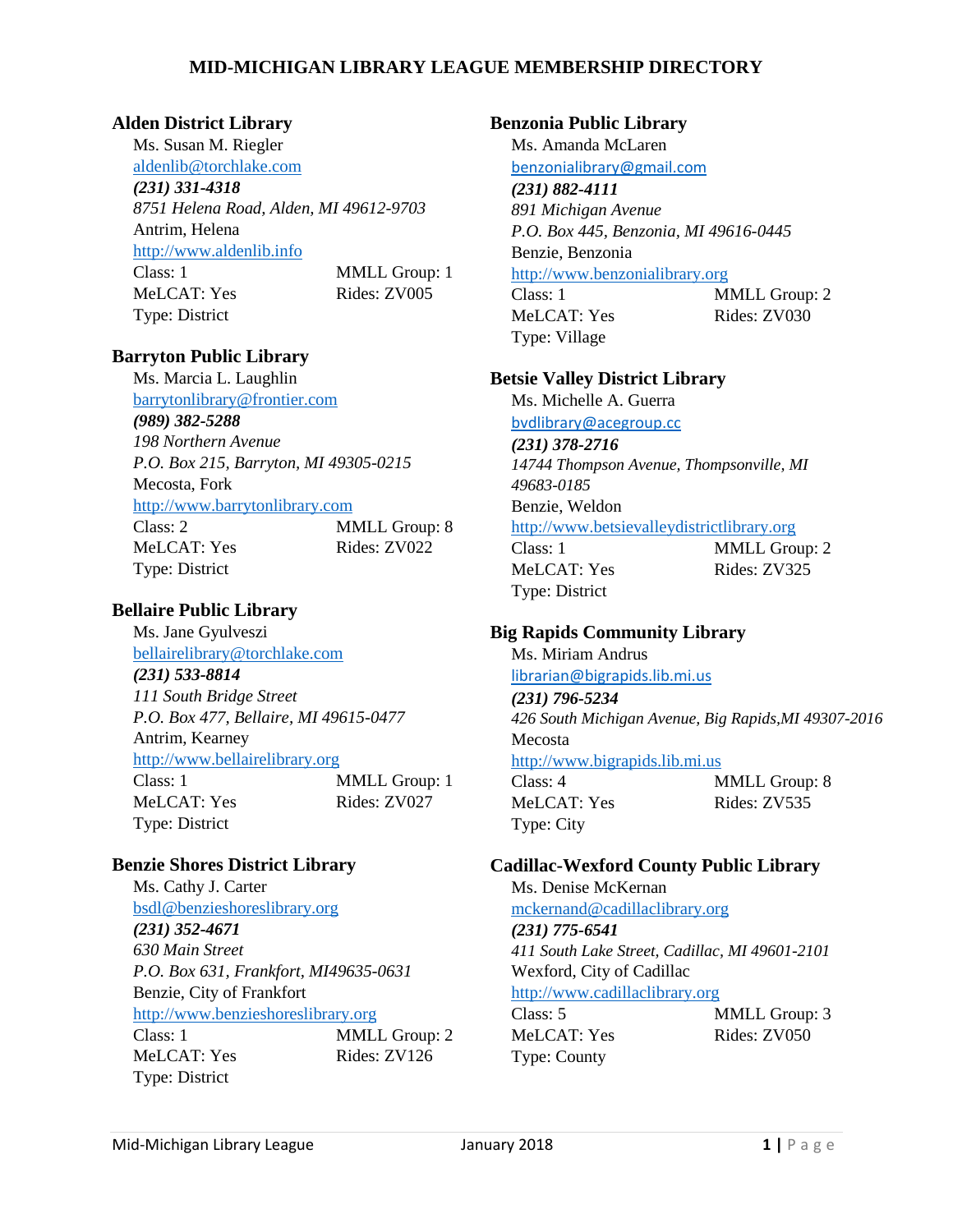# MID-MICHIGAN LIBRARY LEAGUE MEMBERSHIP DIRECTORY

## Alden District Library

Ms. Susan M. Riegler
aldenlib@torchlake.com
***(231) 331-4318***
*8751 Helena Road, Alden, MI 49612-9703*
Antrim, Helena
http://www.aldenlib.info
Class: 1 MMLL Group: 1
MeLCAT: Yes Rides: ZV005
Type: District

## Barryton Public Library

Ms. Marcia L. Laughlin
barrytonlibrary@frontier.com
***(989) 382-5288***
*198 Northern Avenue*
*P.O. Box 215, Barryton, MI 49305-0215*
Mecosta, Fork
http://www.barrytonlibrary.com
Class: 2 MMLL Group: 8
MeLCAT: Yes Rides: ZV022
Type: District

## Bellaire Public Library

Ms. Jane Gyulveszi
bellairelibrary@torchlake.com
***(231) 533-8814***
*111 South Bridge Street*
*P.O. Box 477, Bellaire, MI 49615-0477*
Antrim, Kearney
http://www.bellairelibrary.org
Class: 1 MMLL Group: 1
MeLCAT: Yes Rides: ZV027
Type: District

## Benzie Shores District Library

Ms. Cathy J. Carter
bsdl@benzieshoreslibrary.org
***(231) 352-4671***
*630 Main Street*
*P.O. Box 631, Frankfort, MI49635-0631*
Benzie, City of Frankfort
http://www.benzieshoreslibrary.org
Class: 1 MMLL Group: 2
MeLCAT: Yes Rides: ZV126
Type: District

## Benzonia Public Library

Ms. Amanda McLaren
benzonialibrary@gmail.com
***(231) 882-4111***
*891 Michigan Avenue*
*P.O. Box 445, Benzonia, MI 49616-0445*
Benzie, Benzonia
http://www.benzonialibrary.org
Class: 1 MMLL Group: 2
MeLCAT: Yes Rides: ZV030
Type: Village

## Betsie Valley District Library

Ms. Michelle A. Guerra
bvdlibrary@acegroup.cc
***(231) 378-2716***
*14744 Thompson Avenue, Thompsonville, MI 49683-0185*
Benzie, Weldon
http://www.betsievalleydistrictlibrary.org
Class: 1 MMLL Group: 2
MeLCAT: Yes Rides: ZV325
Type: District

## Big Rapids Community Library

Ms. Miriam Andrus
librarian@bigrapids.lib.mi.us
***(231) 796-5234***
*426 South Michigan Avenue, Big Rapids,MI 49307-2016*
Mecosta
http://www.bigrapids.lib.mi.us
Class: 4 MMLL Group: 8
MeLCAT: Yes Rides: ZV535
Type: City

## Cadillac-Wexford County Public Library

Ms. Denise McKernan
mckernand@cadillaclibrary.org
***(231) 775-6541***
*411 South Lake Street, Cadillac, MI 49601-2101*
Wexford, City of Cadillac
http://www.cadillaclibrary.org
Class: 5 MMLL Group: 3
MeLCAT: Yes Rides: ZV050
Type: County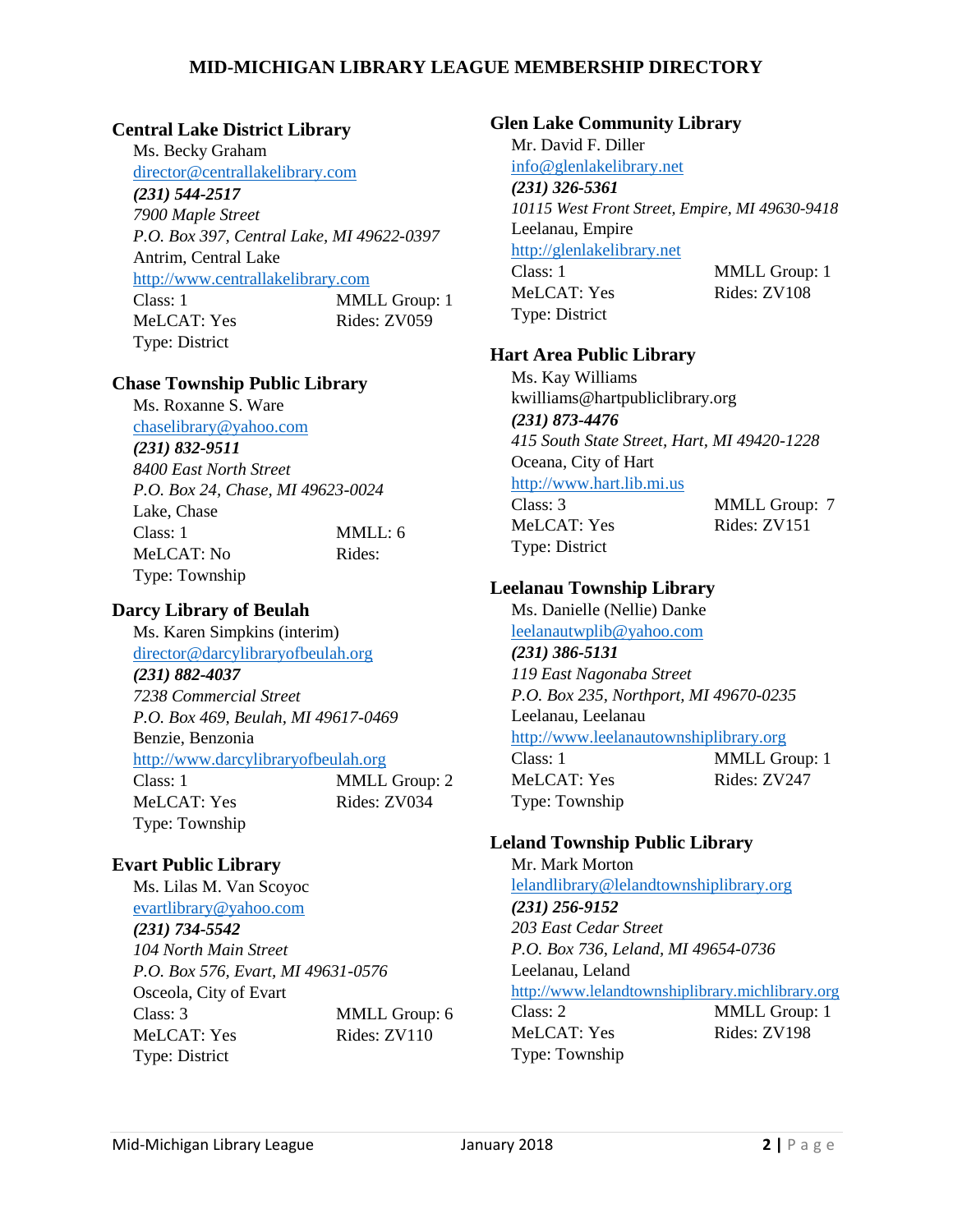# MID-MICHIGAN LIBRARY LEAGUE MEMBERSHIP DIRECTORY

## Central Lake District Library

Ms. Becky Graham
director@centrallakelibrary.com
***(231) 544-2517***
*7900 Maple Street*
*P.O. Box 397, Central Lake, MI 49622-0397*
Antrim, Central Lake
http://www.centrallakelibrary.com
Class: 1 MMLL Group: 1
MeLCAT: Yes Rides: ZV059
Type: District

## Chase Township Public Library

Ms. Roxanne S. Ware
chaselibrary@yahoo.com
***(231) 832-9511***
*8400 East North Street*
*P.O. Box 24, Chase, MI 49623-0024*
Lake, Chase
Class: 1 MMLL: 6
MeLCAT: No Rides:
Type: Township

## Darcy Library of Beulah

Ms. Karen Simpkins (interim)
director@darcylibraryofbeulah.org
***(231) 882-4037***
*7238 Commercial Street*
*P.O. Box 469, Beulah, MI 49617-0469*
Benzie, Benzonia
http://www.darcylibraryofbeulah.org
Class: 1 MMLL Group: 2
MeLCAT: Yes Rides: ZV034
Type: Township

## Evart Public Library

Ms. Lilas M. Van Scoyoc
evartlibrary@yahoo.com
***(231) 734-5542***
*104 North Main Street*
*P.O. Box 576, Evart, MI 49631-0576*
Osceola, City of Evart
Class: 3 MMLL Group: 6
MeLCAT: Yes Rides: ZV110
Type: District

## Glen Lake Community Library

Mr. David F. Diller
info@glenlakelibrary.net
***(231) 326-5361***
*10115 West Front Street, Empire, MI 49630-9418*
Leelanau, Empire
http://glenlakelibrary.net
Class: 1 MMLL Group: 1
MeLCAT: Yes Rides: ZV108
Type: District

## Hart Area Public Library

Ms. Kay Williams
kwilliams@hartpubliclibrary.org
***(231) 873-4476***
*415 South State Street, Hart, MI 49420-1228*
Oceana, City of Hart
http://www.hart.lib.mi.us
Class: 3 MMLL Group: 7
MeLCAT: Yes Rides: ZV151
Type: District

## Leelanau Township Library

Ms. Danielle (Nellie) Danke
leelanautwplib@yahoo.com
***(231) 386-5131***
*119 East Nagonaba Street*
*P.O. Box 235, Northport, MI 49670-0235*
Leelanau, Leelanau
http://www.leelanautownshiplibrary.org
Class: 1 MMLL Group: 1
MeLCAT: Yes Rides: ZV247
Type: Township

## Leland Township Public Library

Mr. Mark Morton
lelandlibrary@lelandtownshiplibrary.org
***(231) 256-9152***
*203 East Cedar Street*
*P.O. Box 736, Leland, MI 49654-0736*
Leelanau, Leland
http://www.lelandtownshiplibrary.michlibrary.org
Class: 2 MMLL Group: 1
MeLCAT: Yes Rides: ZV198
Type: Township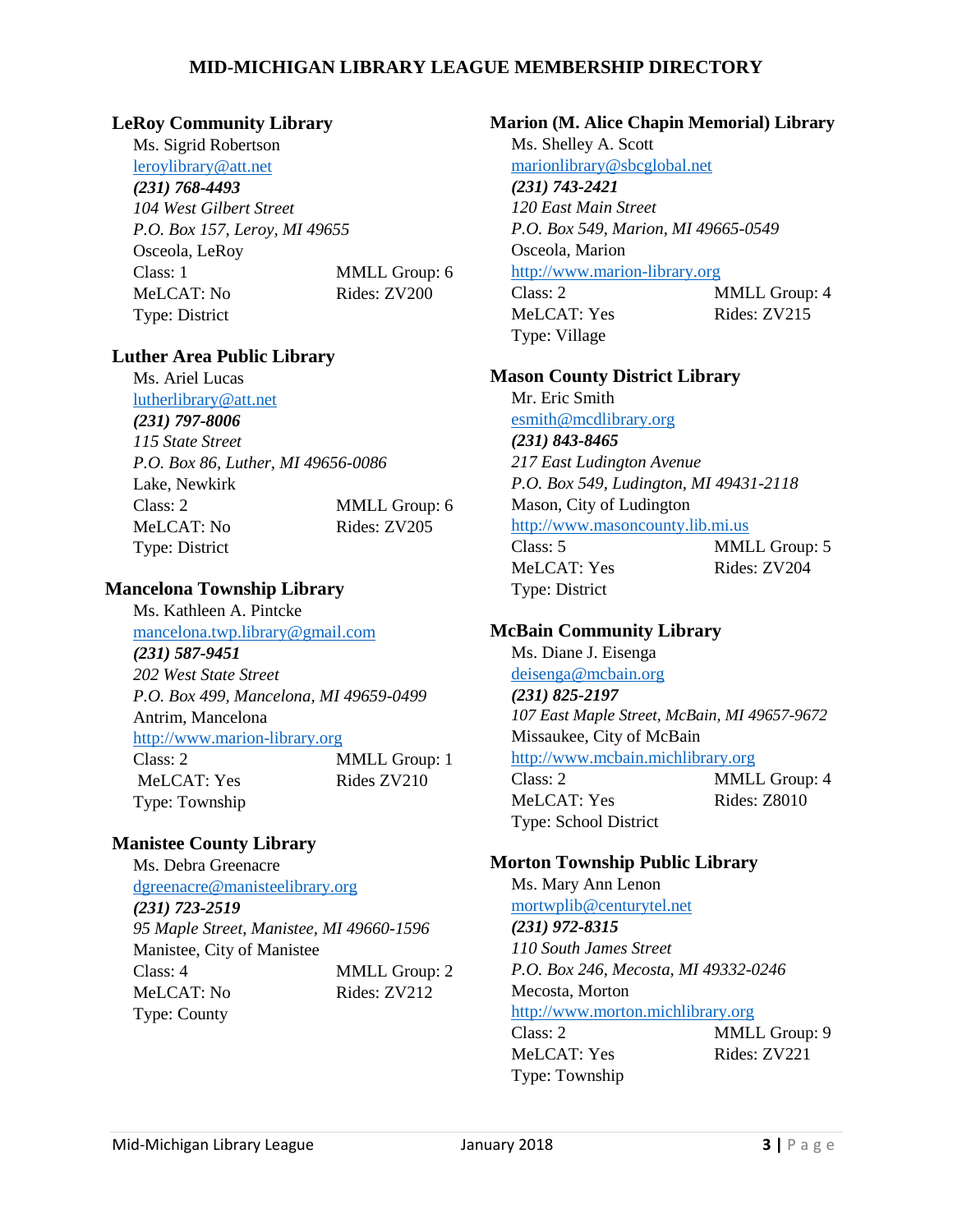# MID-MICHIGAN LIBRARY LEAGUE MEMBERSHIP DIRECTORY

## LeRoy Community Library

Ms. Sigrid Robertson
leroylibrary@att.net
***(231) 768-4493***
*104 West Gilbert Street*
*P.O. Box 157, Leroy, MI 49655*
Osceola, LeRoy
Class: 1 MMLL Group: 6
MeLCAT: No Rides: ZV200
Type: District

## Luther Area Public Library

Ms. Ariel Lucas
lutherlibrary@att.net
***(231) 797-8006***
*115 State Street*
*P.O. Box 86, Luther, MI 49656-0086*
Lake, Newkirk
Class: 2 MMLL Group: 6
MeLCAT: No Rides: ZV205
Type: District

## Mancelona Township Library

Ms. Kathleen A. Pintcke
mancelona.twp.library@gmail.com
***(231) 587-9451***
*202 West State Street*
*P.O. Box 499, Mancelona, MI 49659-0499*
Antrim, Mancelona
http://www.marion-library.org
Class: 2 MMLL Group: 1
MeLCAT: Yes Rides ZV210
Type: Township

## Manistee County Library

Ms. Debra Greenacre
dgreenacre@manisteelibrary.org
***(231) 723-2519***
*95 Maple Street, Manistee, MI 49660-1596*
Manistee, City of Manistee
Class: 4 MMLL Group: 2
MeLCAT: No Rides: ZV212
Type: County

## Marion (M. Alice Chapin Memorial) Library

Ms. Shelley A. Scott
marionlibrary@sbcglobal.net
***(231) 743-2421***
*120 East Main Street*
*P.O. Box 549, Marion, MI 49665-0549*
Osceola, Marion
http://www.marion-library.org
Class: 2 MMLL Group: 4
MeLCAT: Yes Rides: ZV215
Type: Village

## Mason County District Library

Mr. Eric Smith
esmith@mcdlibrary.org
***(231) 843-8465***
*217 East Ludington Avenue*
*P.O. Box 549, Ludington, MI 49431-2118*
Mason, City of Ludington
http://www.masoncounty.lib.mi.us
Class: 5 MMLL Group: 5
MeLCAT: Yes Rides: ZV204
Type: District

## McBain Community Library

Ms. Diane J. Eisenga
deisenga@mcbain.org
***(231) 825-2197***
*107 East Maple Street, McBain, MI 49657-9672*
Missaukee, City of McBain
http://www.mcbain.michlibrary.org
Class: 2 MMLL Group: 4
MeLCAT: Yes Rides: Z8010
Type: School District

## Morton Township Public Library

Ms. Mary Ann Lenon
mortwplib@centurytel.net
***(231) 972-8315***
*110 South James Street*
*P.O. Box 246, Mecosta, MI 49332-0246*
Mecosta, Morton
http://www.morton.michlibrary.org
Class: 2 MMLL Group: 9
MeLCAT: Yes Rides: ZV221
Type: Township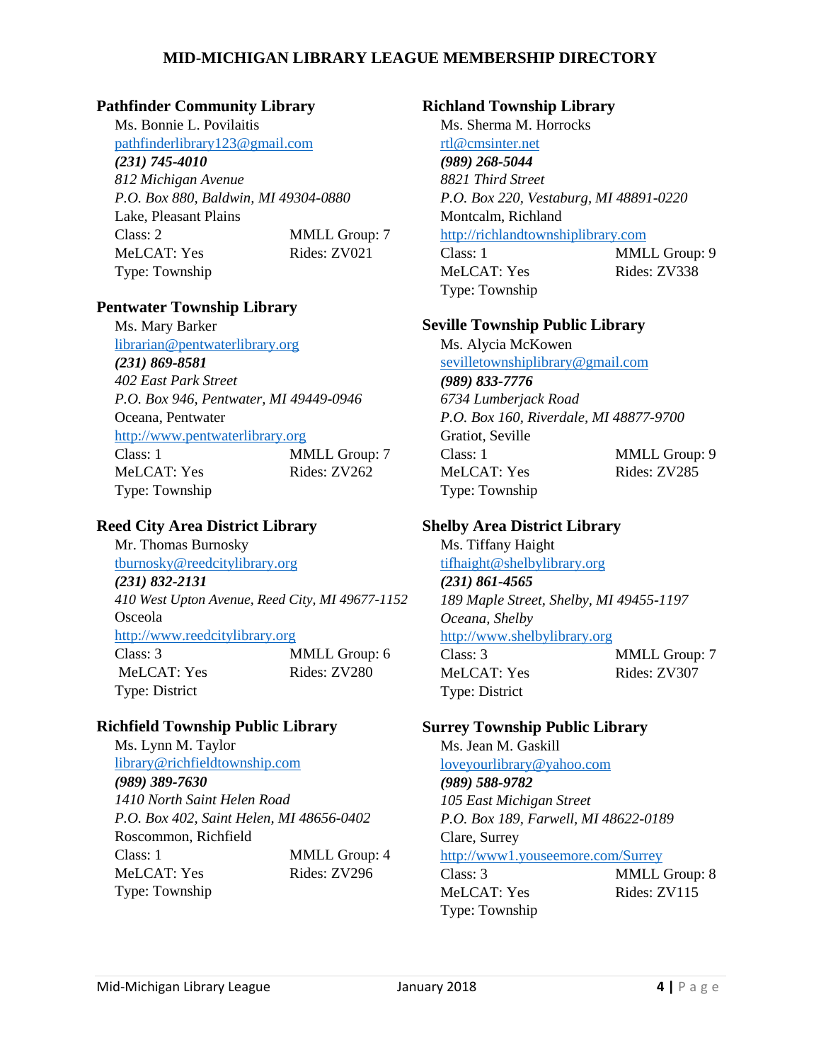# MID-MICHIGAN LIBRARY LEAGUE MEMBERSHIP DIRECTORY

### Pathfinder Community Library

Ms. Bonnie L. Povilaitis
pathfinderlibrary123@gmail.com
***(231) 745-4010***
*812 Michigan Avenue*
*P.O. Box 880, Baldwin, MI 49304-0880*
Lake, Pleasant Plains
Class: 2 MMLL Group: 7
MeLCAT: Yes Rides: ZV021
Type: Township

### Pentwater Township Library

Ms. Mary Barker
librarian@pentwaterlibrary.org
***(231) 869-8581***
*402 East Park Street*
*P.O. Box 946, Pentwater, MI 49449-0946*
Oceana, Pentwater
http://www.pentwaterlibrary.org
Class: 1 MMLL Group: 7
MeLCAT: Yes Rides: ZV262
Type: Township

### Reed City Area District Library

Mr. Thomas Burnosky
tburnosky@reedcitylibrary.org
***(231) 832-2131***
*410 West Upton Avenue, Reed City, MI 49677-1152*
Osceola
http://www.reedcitylibrary.org
Class: 3 MMLL Group: 6
MeLCAT: Yes Rides: ZV280
Type: District

### Richfield Township Public Library

Ms. Lynn M. Taylor
library@richfieldtownship.com
***(989) 389-7630***
*1410 North Saint Helen Road*
*P.O. Box 402, Saint Helen, MI 48656-0402*
Roscommon, Richfield
Class: 1 MMLL Group: 4
MeLCAT: Yes Rides: ZV296
Type: Township

### Richland Township Library

Ms. Sherma M. Horrocks
rtl@cmsinter.net
***(989) 268-5044***
*8821 Third Street*
*P.O. Box 220, Vestaburg, MI 48891-0220*
Montcalm, Richland
http://richlandtownshiplibrary.com
Class: 1 MMLL Group: 9
MeLCAT: Yes Rides: ZV338
Type: Township

### Seville Township Public Library

Ms. Alycia McKowen
sevilletownshiplibrary@gmail.com
***(989) 833-7776***
*6734 Lumberjack Road*
*P.O. Box 160, Riverdale, MI 48877-9700*
Gratiot, Seville
Class: 1 MMLL Group: 9
MeLCAT: Yes Rides: ZV285
Type: Township

### Shelby Area District Library

Ms. Tiffany Haight
tifhaight@shelbylibrary.org
***(231) 861-4565***
*189 Maple Street, Shelby, MI 49455-1197*
*Oceana, Shelby*
http://www.shelbylibrary.org
Class: 3 MMLL Group: 7
MeLCAT: Yes Rides: ZV307
Type: District

### Surrey Township Public Library

Ms. Jean M. Gaskill
loveyourlibrary@yahoo.com
***(989) 588-9782***
*105 East Michigan Street*
*P.O. Box 189, Farwell, MI 48622-0189*
Clare, Surrey
http://www1.youseemore.com/Surrey
Class: 3 MMLL Group: 8
MeLCAT: Yes Rides: ZV115
Type: Township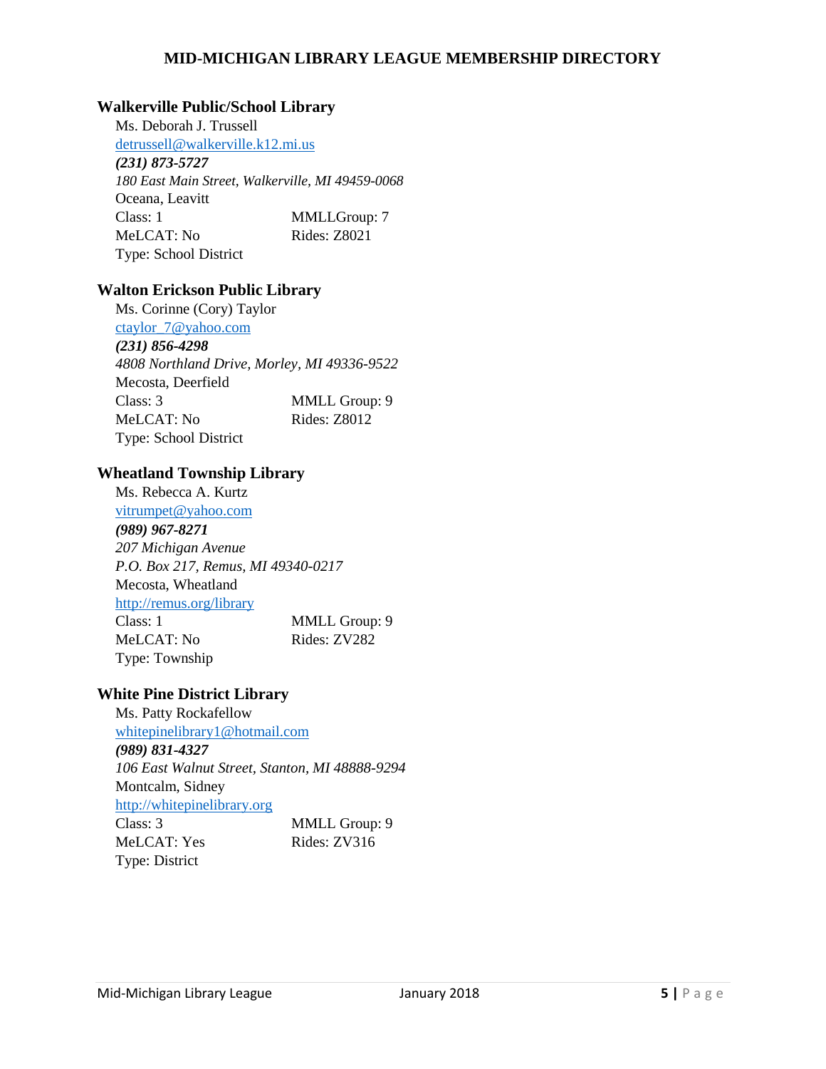# MID-MICHIGAN LIBRARY LEAGUE MEMBERSHIP DIRECTORY

### Walkerville Public/School Library

Ms. Deborah J. Trussell
detrussell@walkerville.k12.mi.us
***(231) 873-5727***
*180 East Main Street, Walkerville, MI 49459-0068*
Oceana, Leavitt
Class: 1 MMLLGroup: 7
MeLCAT: No Rides: Z8021
Type: School District

### Walton Erickson Public Library

Ms. Corinne (Cory) Taylor
ctaylor_7@yahoo.com
***(231) 856-4298***
*4808 Northland Drive, Morley, MI 49336-9522*
Mecosta, Deerfield
Class: 3 MMLL Group: 9
MeLCAT: No Rides: Z8012
Type: School District

### Wheatland Township Library

Ms. Rebecca A. Kurtz
vitrumpet@yahoo.com
***(989) 967-8271***
*207 Michigan Avenue*
*P.O. Box 217, Remus, MI 49340-0217*
Mecosta, Wheatland
http://remus.org/library
Class: 1 MMLL Group: 9
MeLCAT: No Rides: ZV282
Type: Township

### White Pine District Library

Ms. Patty Rockafellow
whitepinelibrary1@hotmail.com
***(989) 831-4327***
*106 East Walnut Street, Stanton, MI 48888-9294*
Montcalm, Sidney
http://whitepinelibrary.org
Class: 3 MMLL Group: 9
MeLCAT: Yes Rides: ZV316
Type: District